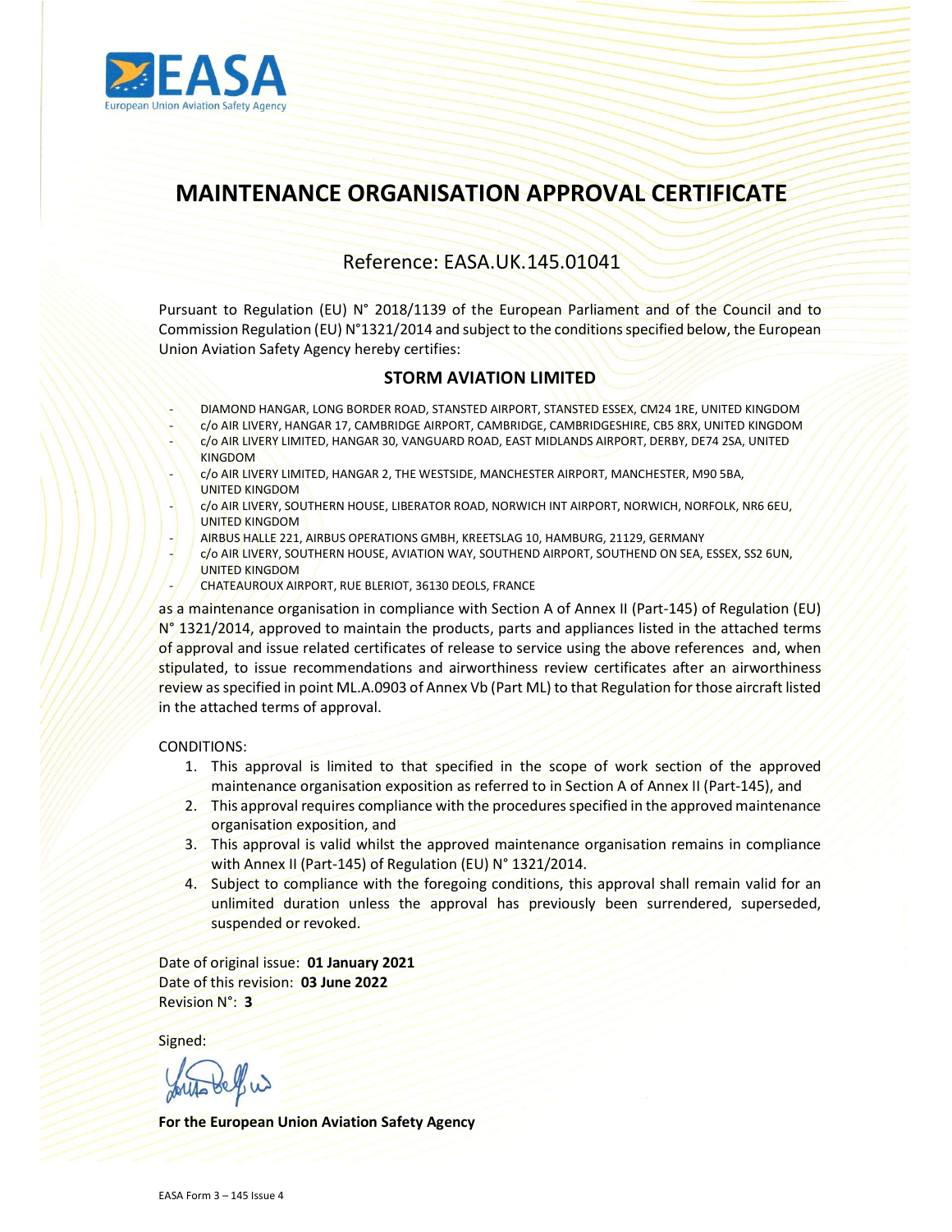EASA
European Union Aviation Safety Agency

# MAINTENANCE ORGANISATION APPROVAL CERTIFICATE

## Reference: EASA.UK.145.01041

Pursuant to Regulation (EU) N° 2018/1139 of the European Parliament and of the Council and to Commission Regulation (EU) N°1321/2014 and subject to the conditions specified below, the European Union Aviation Safety Agency hereby certifies:

### STORM AVIATION LIMITED

- DIAMOND HANGAR, LONG BORDER ROAD, STANSTED AIRPORT, STANSTED ESSEX, CM24 1RE, UNITED KINGDOM
- c/o AIR LIVERY, HANGAR 17, CAMBRIDGE AIRPORT, CAMBRIDGE, CAMBRIDGESHIRE, CB5 8RX, UNITED KINGDOM
- c/o AIR LIVERY LIMITED, HANGAR 30, VANGUARD ROAD, EAST MIDLANDS AIRPORT, DERBY, DE74 2SA, UNITED KINGDOM
- c/o AIR LIVERY LIMITED, HANGAR 2, THE WESTSIDE, MANCHESTER AIRPORT, MANCHESTER, M90 5BA, UNITED KINGDOM
- c/o AIR LIVERY, SOUTHERN HOUSE, LIBERATOR ROAD, NORWICH INT AIRPORT, NORWICH, NORFOLK, NR6 6EU, UNITED KINGDOM
- AIRBUS HALLE 221, AIRBUS OPERATIONS GMBH, KREETSLAG 10, HAMBURG, 21129, GERMANY
- c/o AIR LIVERY, SOUTHERN HOUSE, AVIATION WAY, SOUTHEND AIRPORT, SOUTHEND ON SEA, ESSEX, SS2 6UN, UNITED KINGDOM
- CHATEAUROUX AIRPORT, RUE BLERIOT, 36130 DEOLS, FRANCE

as a maintenance organisation in compliance with Section A of Annex II (Part-145) of Regulation (EU) N° 1321/2014, approved to maintain the products, parts and appliances listed in the attached terms of approval and issue related certificates of release to service using the above references and, when stipulated, to issue recommendations and airworthiness review certificates after an airworthiness review as specified in point ML.A.0903 of Annex Vb (Part ML) to that Regulation for those aircraft listed in the attached terms of approval.

CONDITIONS:

1. This approval is limited to that specified in the scope of work section of the approved maintenance organisation exposition as referred to in Section A of Annex II (Part-145), and
2. This approval requires compliance with the procedures specified in the approved maintenance organisation exposition, and
3. This approval is valid whilst the approved maintenance organisation remains in compliance with Annex II (Part-145) of Regulation (EU) N° 1321/2014.
4. Subject to compliance with the foregoing conditions, this approval shall remain valid for an unlimited duration unless the approval has previously been surrendered, superseded, suspended or revoked.

Date of original issue: **01 January 2021**
Date of this revision: **03 June 2022**
Revision N°: **3**

Signed:

**For the European Union Aviation Safety Agency**

EASA Form 3 – 145 Issue 4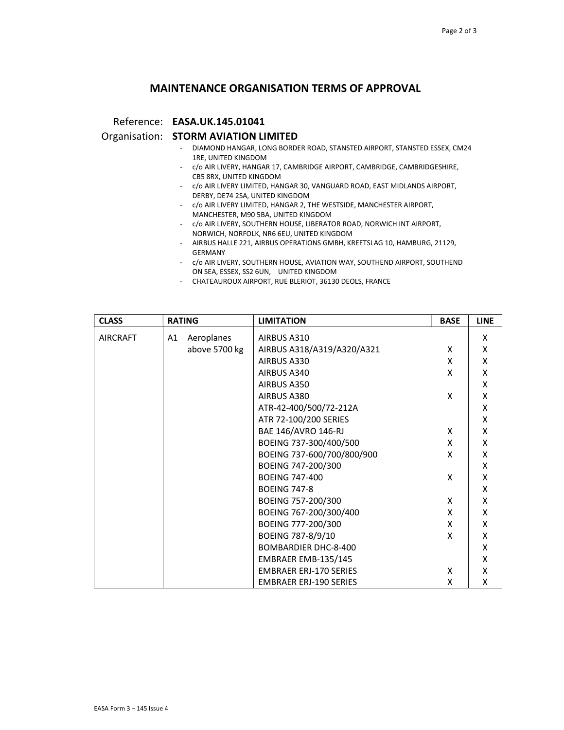## MAINTENANCE ORGANISATION TERMS OF APPROVAL

Reference: **EASA.UK.145.01041**

Organisation: **STORM AVIATION LIMITED**

- DIAMOND HANGAR, LONG BORDER ROAD, STANSTED AIRPORT, STANSTED ESSEX, CM24 1RE, UNITED KINGDOM
- c/o AIR LIVERY, HANGAR 17, CAMBRIDGE AIRPORT, CAMBRIDGE, CAMBRIDGESHIRE, CB5 8RX, UNITED KINGDOM
- c/o AIR LIVERY LIMITED, HANGAR 30, VANGUARD ROAD, EAST MIDLANDS AIRPORT, DERBY, DE74 2SA, UNITED KINGDOM
- c/o AIR LIVERY LIMITED, HANGAR 2, THE WESTSIDE, MANCHESTER AIRPORT, MANCHESTER, M90 5BA, UNITED KINGDOM
- c/o AIR LIVERY, SOUTHERN HOUSE, LIBERATOR ROAD, NORWICH INT AIRPORT, NORWICH, NORFOLK, NR6 6EU, UNITED KINGDOM
- AIRBUS HALLE 221, AIRBUS OPERATIONS GMBH, KREETSLAG 10, HAMBURG, 21129, GERMANY
- c/o AIR LIVERY, SOUTHERN HOUSE, AVIATION WAY, SOUTHEND AIRPORT, SOUTHEND ON SEA, ESSEX, SS2 6UN, UNITED KINGDOM
- CHATEAUROUX AIRPORT, RUE BLERIOT, 36130 DEOLS, FRANCE

| CLASS | RATING | LIMITATION | BASE | LINE |
|---|---|---|---|---|
| AIRCRAFT | A1 Aeroplanes above 5700 kg | AIRBUS A310 | | X |
| | | AIRBUS A318/A319/A320/A321 | X | X |
| | | AIRBUS A330 | X | X |
| | | AIRBUS A340 | X | X |
| | | AIRBUS A350 | | X |
| | | AIRBUS A380 | X | X |
| | | ATR-42-400/500/72-212A | | X |
| | | ATR 72-100/200 SERIES | | X |
| | | BAE 146/AVRO 146-RJ | X | X |
| | | BOEING 737-300/400/500 | X | X |
| | | BOEING 737-600/700/800/900 | X | X |
| | | BOEING 747-200/300 | | X |
| | | BOEING 747-400 | X | X |
| | | BOEING 747-8 | | X |
| | | BOEING 757-200/300 | X | X |
| | | BOEING 767-200/300/400 | X | X |
| | | BOEING 777-200/300 | X | X |
| | | BOEING 787-8/9/10 | X | X |
| | | BOMBARDIER DHC-8-400 | | X |
| | | EMBRAER EMB-135/145 | | X |
| | | EMBRAER ERJ-170 SERIES | X | X |
| | | EMBRAER ERJ-190 SERIES | X | X |

EASA Form 3 – 145 Issue 4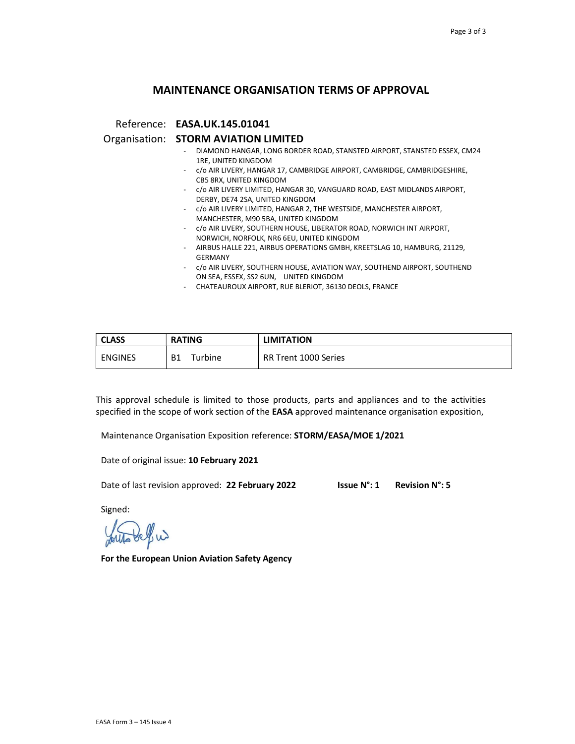## MAINTENANCE ORGANISATION TERMS OF APPROVAL

Reference: **EASA.UK.145.01041**

Organisation: **STORM AVIATION LIMITED**

- DIAMOND HANGAR, LONG BORDER ROAD, STANSTED AIRPORT, STANSTED ESSEX, CM24 1RE, UNITED KINGDOM
- c/o AIR LIVERY, HANGAR 17, CAMBRIDGE AIRPORT, CAMBRIDGE, CAMBRIDGESHIRE, CB5 8RX, UNITED KINGDOM
- c/o AIR LIVERY LIMITED, HANGAR 30, VANGUARD ROAD, EAST MIDLANDS AIRPORT, DERBY, DE74 2SA, UNITED KINGDOM
- c/o AIR LIVERY LIMITED, HANGAR 2, THE WESTSIDE, MANCHESTER AIRPORT, MANCHESTER, M90 5BA, UNITED KINGDOM
- c/o AIR LIVERY, SOUTHERN HOUSE, LIBERATOR ROAD, NORWICH INT AIRPORT, NORWICH, NORFOLK, NR6 6EU, UNITED KINGDOM
- AIRBUS HALLE 221, AIRBUS OPERATIONS GMBH, KREETSLAG 10, HAMBURG, 21129, GERMANY
- c/o AIR LIVERY, SOUTHERN HOUSE, AVIATION WAY, SOUTHEND AIRPORT, SOUTHEND ON SEA, ESSEX, SS2 6UN, UNITED KINGDOM
- CHATEAUROUX AIRPORT, RUE BLERIOT, 36130 DEOLS, FRANCE

| CLASS | RATING | LIMITATION |
|---|---|---|
| ENGINES | B1 Turbine | RR Trent 1000 Series |

This approval schedule is limited to those products, parts and appliances and to the activities specified in the scope of work section of the **EASA** approved maintenance organisation exposition,

Maintenance Organisation Exposition reference: **STORM/EASA/MOE 1/2021**

Date of original issue: **10 February 2021**

Date of last revision approved: **22 February 2022** **Issue N°: 1** **Revision N°: 5**

Signed:

**For the European Union Aviation Safety Agency**

EASA Form 3 – 145 Issue 4